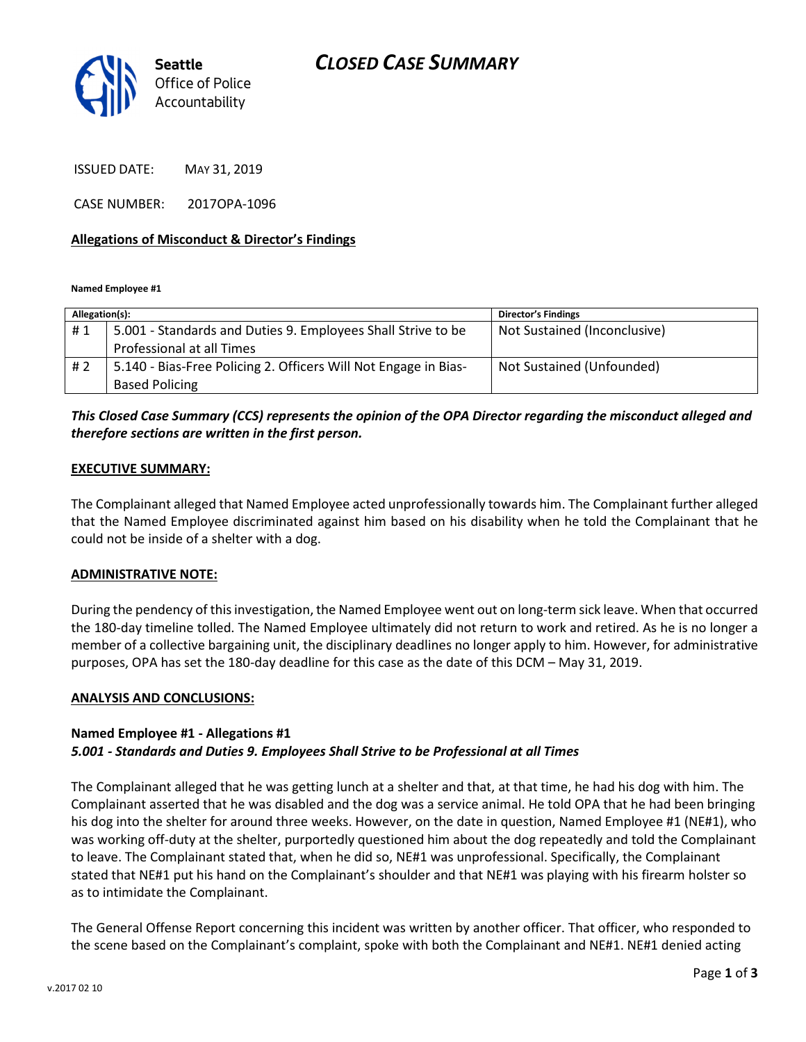Seattle Office of Police Accountability

# CLOSED CASE SUMMARY

ISSUED DATE: MAY 31, 2019

CASE NUMBER: 2017OPA-1096

**Allegations of Misconduct & Director's Findings**

**Named Employee #1**

| Allegation(s): | | Director's Findings |
|---|---|---|
| # 1 | 5.001 - Standards and Duties 9. Employees Shall Strive to be Professional at all Times | Not Sustained (Inconclusive) |
| # 2 | 5.140 - Bias-Free Policing 2. Officers Will Not Engage in Bias-Based Policing | Not Sustained (Unfounded) |

***This Closed Case Summary (CCS) represents the opinion of the OPA Director regarding the misconduct alleged and therefore sections are written in the first person.***

**EXECUTIVE SUMMARY:**

The Complainant alleged that Named Employee acted unprofessionally towards him. The Complainant further alleged that the Named Employee discriminated against him based on his disability when he told the Complainant that he could not be inside of a shelter with a dog.

**ADMINISTRATIVE NOTE:**

During the pendency of this investigation, the Named Employee went out on long-term sick leave. When that occurred the 180-day timeline tolled. The Named Employee ultimately did not return to work and retired. As he is no longer a member of a collective bargaining unit, the disciplinary deadlines no longer apply to him. However, for administrative purposes, OPA has set the 180-day deadline for this case as the date of this DCM – May 31, 2019.

**ANALYSIS AND CONCLUSIONS:**

**Named Employee #1 - Allegations #1**
***5.001 - Standards and Duties 9. Employees Shall Strive to be Professional at all Times***

The Complainant alleged that he was getting lunch at a shelter and that, at that time, he had his dog with him. The Complainant asserted that he was disabled and the dog was a service animal. He told OPA that he had been bringing his dog into the shelter for around three weeks. However, on the date in question, Named Employee #1 (NE#1), who was working off-duty at the shelter, purportedly questioned him about the dog repeatedly and told the Complainant to leave. The Complainant stated that, when he did so, NE#1 was unprofessional. Specifically, the Complainant stated that NE#1 put his hand on the Complainant's shoulder and that NE#1 was playing with his firearm holster so as to intimidate the Complainant.

The General Offense Report concerning this incident was written by another officer. That officer, who responded to the scene based on the Complainant's complaint, spoke with both the Complainant and NE#1. NE#1 denied acting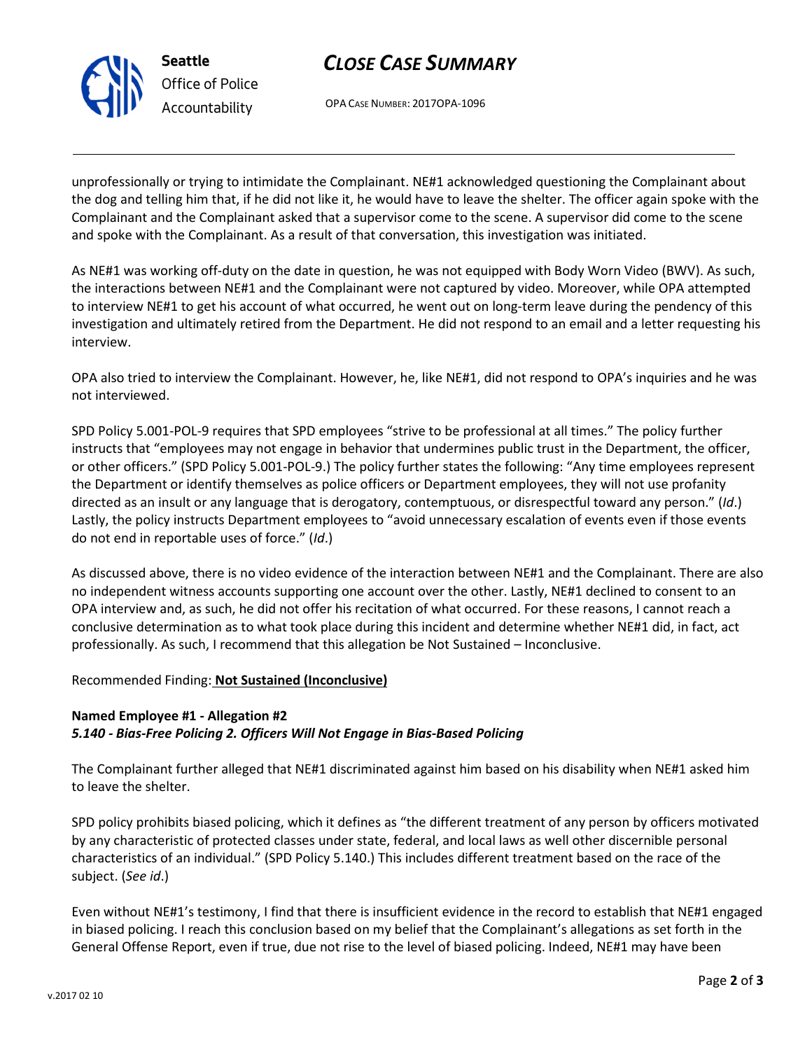unprofessionally or trying to intimidate the Complainant. NE#1 acknowledged questioning the Complainant about the dog and telling him that, if he did not like it, he would have to leave the shelter. The officer again spoke with the Complainant and the Complainant asked that a supervisor come to the scene. A supervisor did come to the scene and spoke with the Complainant. As a result of that conversation, this investigation was initiated.

As NE#1 was working off-duty on the date in question, he was not equipped with Body Worn Video (BWV). As such, the interactions between NE#1 and the Complainant were not captured by video. Moreover, while OPA attempted to interview NE#1 to get his account of what occurred, he went out on long-term leave during the pendency of this investigation and ultimately retired from the Department. He did not respond to an email and a letter requesting his interview.

OPA also tried to interview the Complainant. However, he, like NE#1, did not respond to OPA's inquiries and he was not interviewed.

SPD Policy 5.001-POL-9 requires that SPD employees "strive to be professional at all times." The policy further instructs that "employees may not engage in behavior that undermines public trust in the Department, the officer, or other officers." (SPD Policy 5.001-POL-9.) The policy further states the following: "Any time employees represent the Department or identify themselves as police officers or Department employees, they will not use profanity directed as an insult or any language that is derogatory, contemptuous, or disrespectful toward any person." (*Id*.) Lastly, the policy instructs Department employees to "avoid unnecessary escalation of events even if those events do not end in reportable uses of force." (*Id*.)

As discussed above, there is no video evidence of the interaction between NE#1 and the Complainant. There are also no independent witness accounts supporting one account over the other. Lastly, NE#1 declined to consent to an OPA interview and, as such, he did not offer his recitation of what occurred. For these reasons, I cannot reach a conclusive determination as to what took place during this incident and determine whether NE#1 did, in fact, act professionally. As such, I recommend that this allegation be Not Sustained – Inconclusive.

Recommended Finding: **Not Sustained (Inconclusive)**

**Named Employee #1 - Allegation #2**
***5.140 - Bias-Free Policing 2. Officers Will Not Engage in Bias-Based Policing***

The Complainant further alleged that NE#1 discriminated against him based on his disability when NE#1 asked him to leave the shelter.

SPD policy prohibits biased policing, which it defines as "the different treatment of any person by officers motivated by any characteristic of protected classes under state, federal, and local laws as well other discernible personal characteristics of an individual." (SPD Policy 5.140.) This includes different treatment based on the race of the subject. (*See id*.)

Even without NE#1's testimony, I find that there is insufficient evidence in the record to establish that NE#1 engaged in biased policing. I reach this conclusion based on my belief that the Complainant's allegations as set forth in the General Offense Report, even if true, due not rise to the level of biased policing. Indeed, NE#1 may have been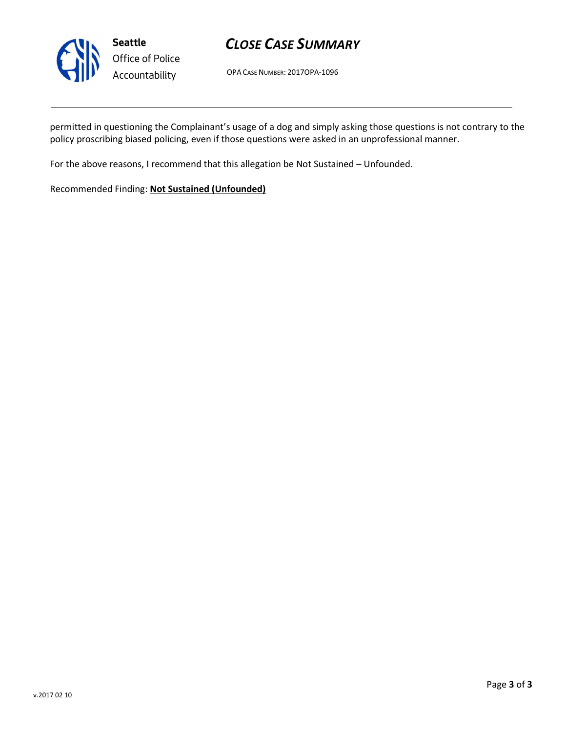permitted in questioning the Complainant's usage of a dog and simply asking those questions is not contrary to the policy proscribing biased policing, even if those questions were asked in an unprofessional manner.

For the above reasons, I recommend that this allegation be Not Sustained – Unfounded.

Recommended Finding: **Not Sustained (Unfounded)**